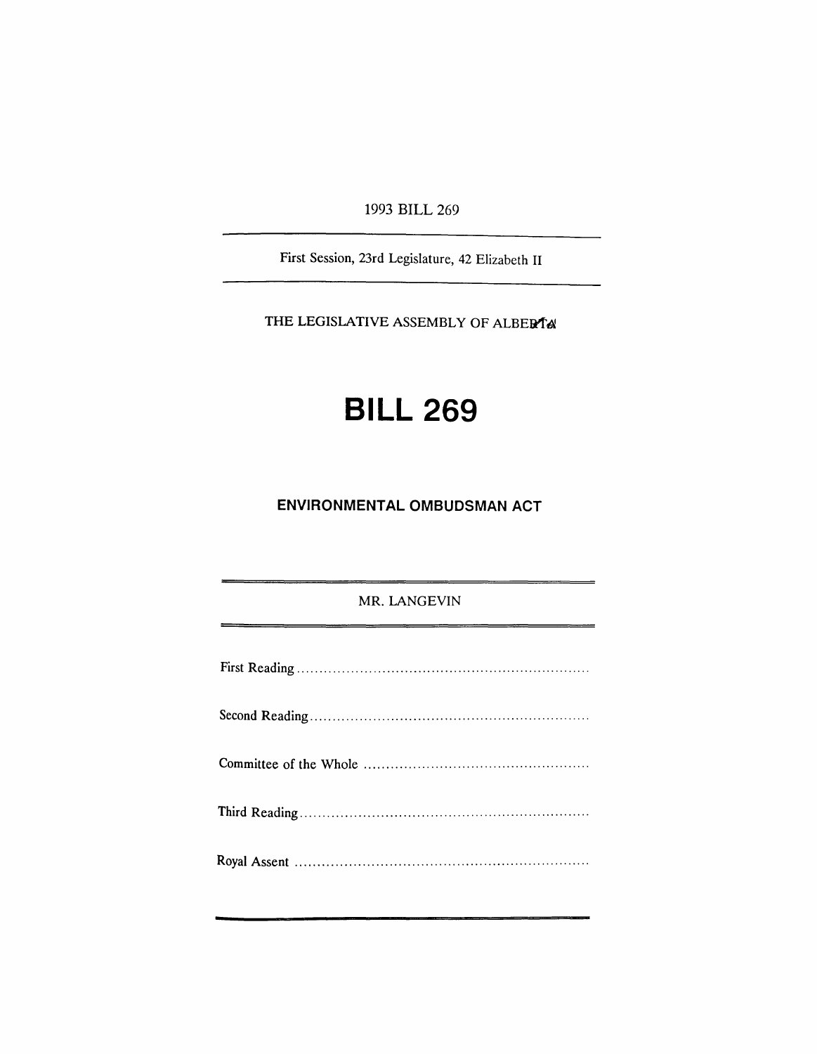1993 BILL 269

First Session, 23rd Legislature, 42 Elizabeth II

THE LEGISLATIVE ASSEMBLY OF ALBERTA

# BILL 269

## ENVIRONMENTAL OMBUDSMAN ACT

MR. LANGEVIN

First Reading ..................................................................

Second Reading ..............................................................

Committee of the Whole ..................................................

Third Reading ................................................................

Royal Assent ..................................................................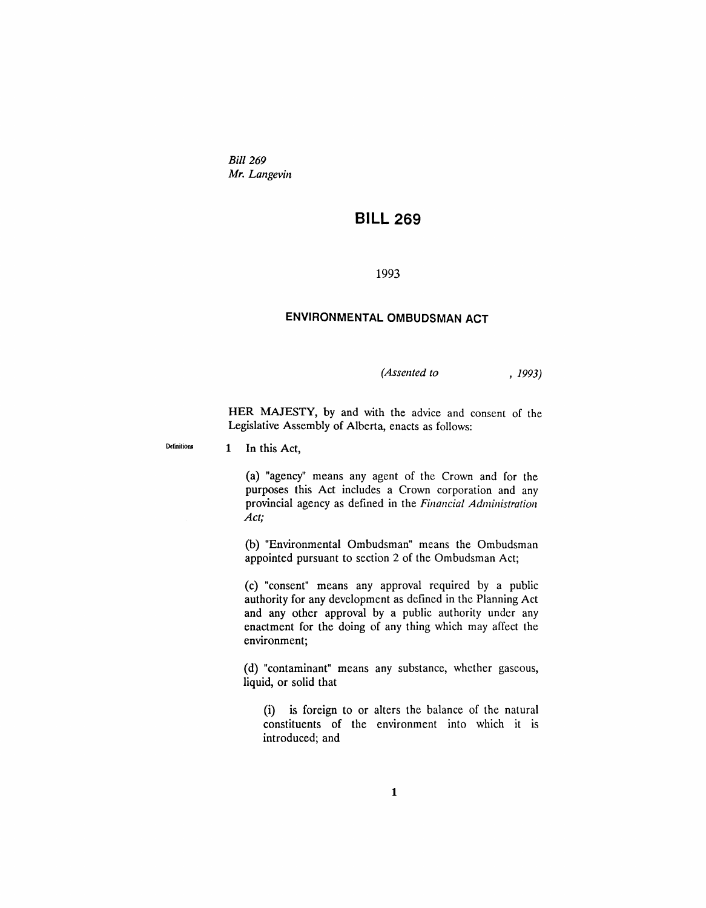*Bill 269*
*Mr. Langevin*

# BILL 269

1993

## ENVIRONMENTAL OMBUDSMAN ACT

*(Assented to , 1993)*

HER MAJESTY, by and with the advice and consent of the Legislative Assembly of Alberta, enacts as follows:

Definitions

**1** In this Act,

(a) "agency" means any agent of the Crown and for the purposes this Act includes a Crown corporation and any provincial agency as defined in the *Financial Administration Act;*

(b) "Environmental Ombudsman" means the Ombudsman appointed pursuant to section 2 of the Ombudsman Act;

(c) "consent" means any approval required by a public authority for any development as defined in the Planning Act and any other approval by a public authority under any enactment for the doing of any thing which may affect the environment;

(d) "contaminant" means any substance, whether gaseous, liquid, or solid that

(i) is foreign to or alters the balance of the natural constituents of the environment into which it is introduced; and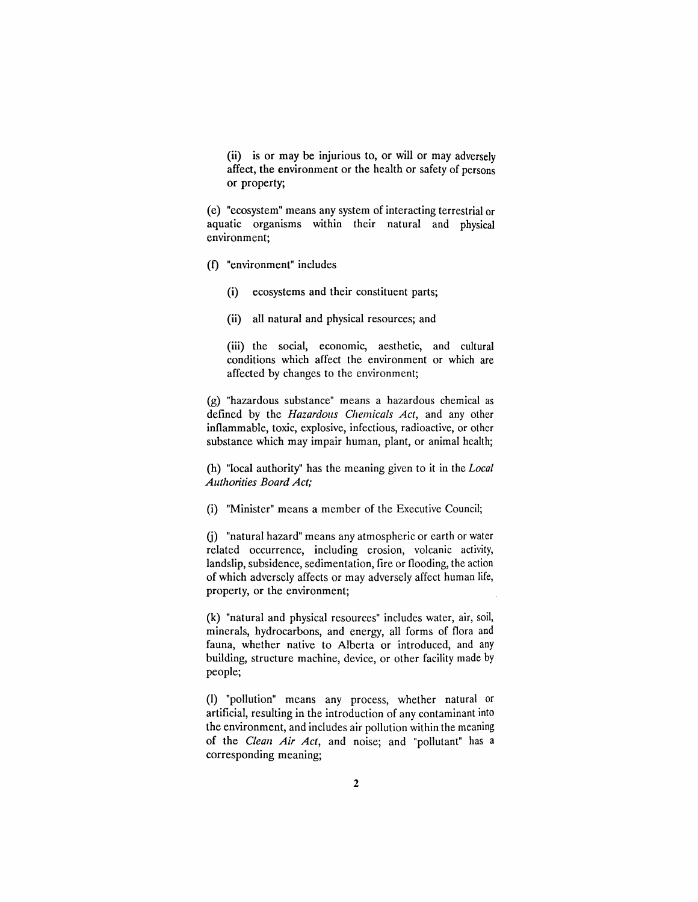(ii) is or may be injurious to, or will or may adversely affect, the environment or the health or safety of persons or property;

(e) "ecosystem" means any system of interacting terrestrial or aquatic organisms within their natural and physical environment;

(f) "environment" includes

(i) ecosystems and their constituent parts;

(ii) all natural and physical resources; and

(iii) the social, economic, aesthetic, and cultural conditions which affect the environment or which are affected by changes to the environment;

(g) "hazardous substance" means a hazardous chemical as defined by the *Hazardous Chemicals Act*, and any other inflammable, toxic, explosive, infectious, radioactive, or other substance which may impair human, plant, or animal health;

(h) "local authority" has the meaning given to it in the *Local Authorities Board Act;*

(i) "Minister" means a member of the Executive Council;

(j) "natural hazard" means any atmospheric or earth or water related occurrence, including erosion, volcanic activity, landslip, subsidence, sedimentation, fire or flooding, the action of which adversely affects or may adversely affect human life, property, or the environment;

(k) "natural and physical resources" includes water, air, soil, minerals, hydrocarbons, and energy, all forms of flora and fauna, whether native to Alberta or introduced, and any building, structure machine, device, or other facility made by people;

(l) "pollution" means any process, whether natural or artificial, resulting in the introduction of any contaminant into the environment, and includes air pollution within the meaning of the *Clean Air Act*, and noise; and "pollutant" has a corresponding meaning;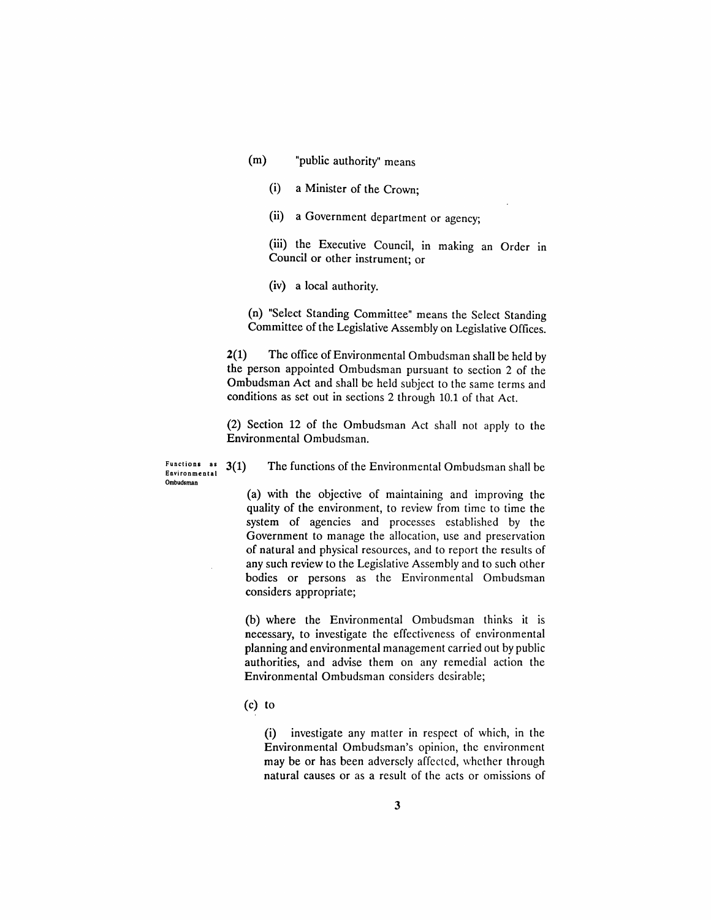(m) "public authority" means

(i) a Minister of the Crown;

(ii) a Government department or agency;

(iii) the Executive Council, in making an Order in Council or other instrument; or

(iv) a local authority.

(n) "Select Standing Committee" means the Select Standing Committee of the Legislative Assembly on Legislative Offices.

**2**(1) The office of Environmental Ombudsman shall be held by the person appointed Ombudsman pursuant to section 2 of the Ombudsman Act and shall be held subject to the same terms and conditions as set out in sections 2 through 10.1 of that Act.

(2) Section 12 of the Ombudsman Act shall not apply to the Environmental Ombudsman.

**Functions as Environmental Ombudsman**

**3**(1) The functions of the Environmental Ombudsman shall be

(a) with the objective of maintaining and improving the quality of the environment, to review from time to time the system of agencies and processes established by the Government to manage the allocation, use and preservation of natural and physical resources, and to report the results of any such review to the Legislative Assembly and to such other bodies or persons as the Environmental Ombudsman considers appropriate;

(b) where the Environmental Ombudsman thinks it is necessary, to investigate the effectiveness of environmental planning and environmental management carried out by public authorities, and advise them on any remedial action the Environmental Ombudsman considers desirable;

(c) to

(i) investigate any matter in respect of which, in the Environmental Ombudsman's opinion, the environment may be or has been adversely affected, whether through natural causes or as a result of the acts or omissions of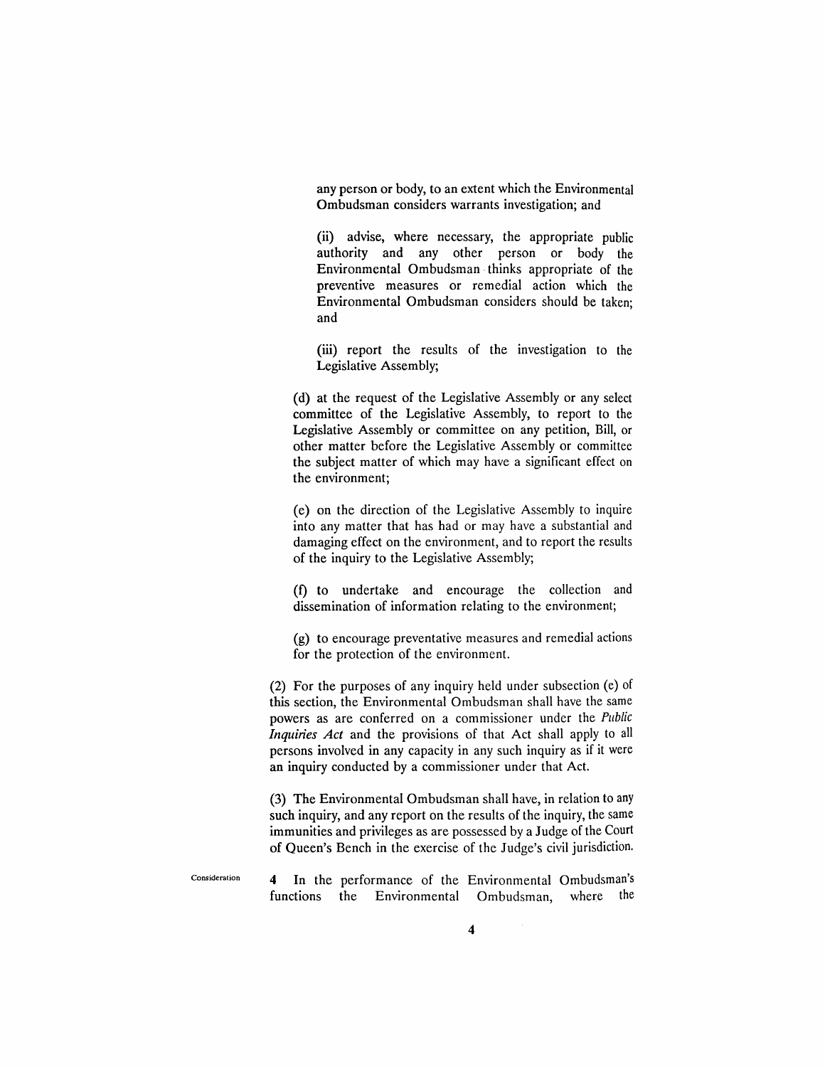any person or body, to an extent which the Environmental Ombudsman considers warrants investigation; and

(ii) advise, where necessary, the appropriate public authority and any other person or body the Environmental Ombudsman thinks appropriate of the preventive measures or remedial action which the Environmental Ombudsman considers should be taken; and

(iii) report the results of the investigation to the Legislative Assembly;

(d) at the request of the Legislative Assembly or any select committee of the Legislative Assembly, to report to the Legislative Assembly or committee on any petition, Bill, or other matter before the Legislative Assembly or committee the subject matter of which may have a significant effect on the environment;

(e) on the direction of the Legislative Assembly to inquire into any matter that has had or may have a substantial and damaging effect on the environment, and to report the results of the inquiry to the Legislative Assembly;

(f) to undertake and encourage the collection and dissemination of information relating to the environment;

(g) to encourage preventative measures and remedial actions for the protection of the environment.

(2) For the purposes of any inquiry held under subsection (e) of this section, the Environmental Ombudsman shall have the same powers as are conferred on a commissioner under the *Public Inquiries Act* and the provisions of that Act shall apply to all persons involved in any capacity in any such inquiry as if it were an inquiry conducted by a commissioner under that Act.

(3) The Environmental Ombudsman shall have, in relation to any such inquiry, and any report on the results of the inquiry, the same immunities and privileges as are possessed by a Judge of the Court of Queen's Bench in the exercise of the Judge's civil jurisdiction.

Consideration

**4** In the performance of the Environmental Ombudsman's functions the Environmental Ombudsman, where the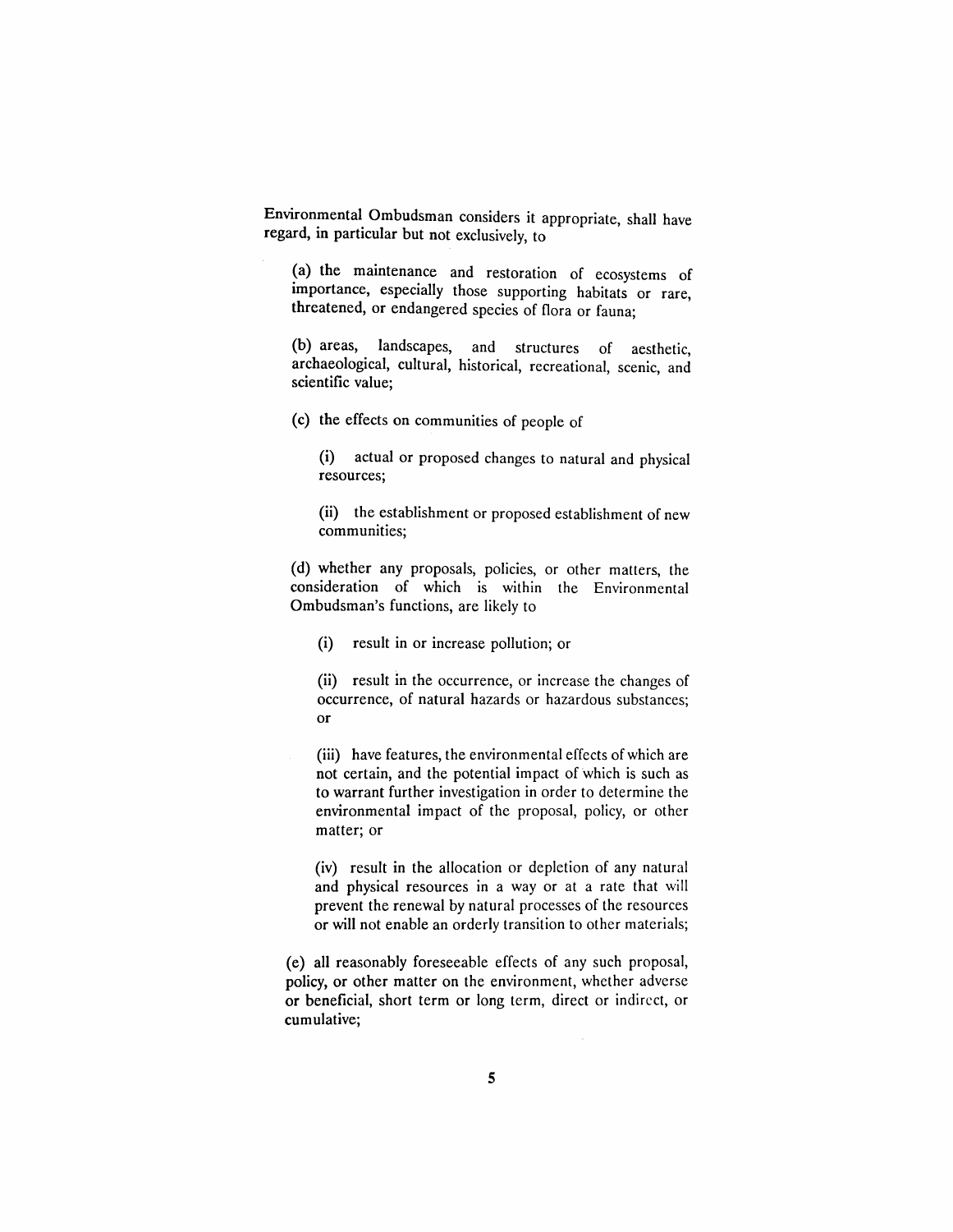Environmental Ombudsman considers it appropriate, shall have regard, in particular but not exclusively, to

(a) the maintenance and restoration of ecosystems of importance, especially those supporting habitats or rare, threatened, or endangered species of flora or fauna;

(b) areas, landscapes, and structures of aesthetic, archaeological, cultural, historical, recreational, scenic, and scientific value;

(c) the effects on communities of people of

(i) actual or proposed changes to natural and physical resources;

(ii) the establishment or proposed establishment of new communities;

(d) whether any proposals, policies, or other matters, the consideration of which is within the Environmental Ombudsman's functions, are likely to

(i) result in or increase pollution; or

(ii) result in the occurrence, or increase the changes of occurrence, of natural hazards or hazardous substances; or

(iii) have features, the environmental effects of which are not certain, and the potential impact of which is such as to warrant further investigation in order to determine the environmental impact of the proposal, policy, or other matter; or

(iv) result in the allocation or depletion of any natural and physical resources in a way or at a rate that will prevent the renewal by natural processes of the resources or will not enable an orderly transition to other materials;

(e) all reasonably foreseeable effects of any such proposal, policy, or other matter on the environment, whether adverse or beneficial, short term or long term, direct or indirect, or cumulative;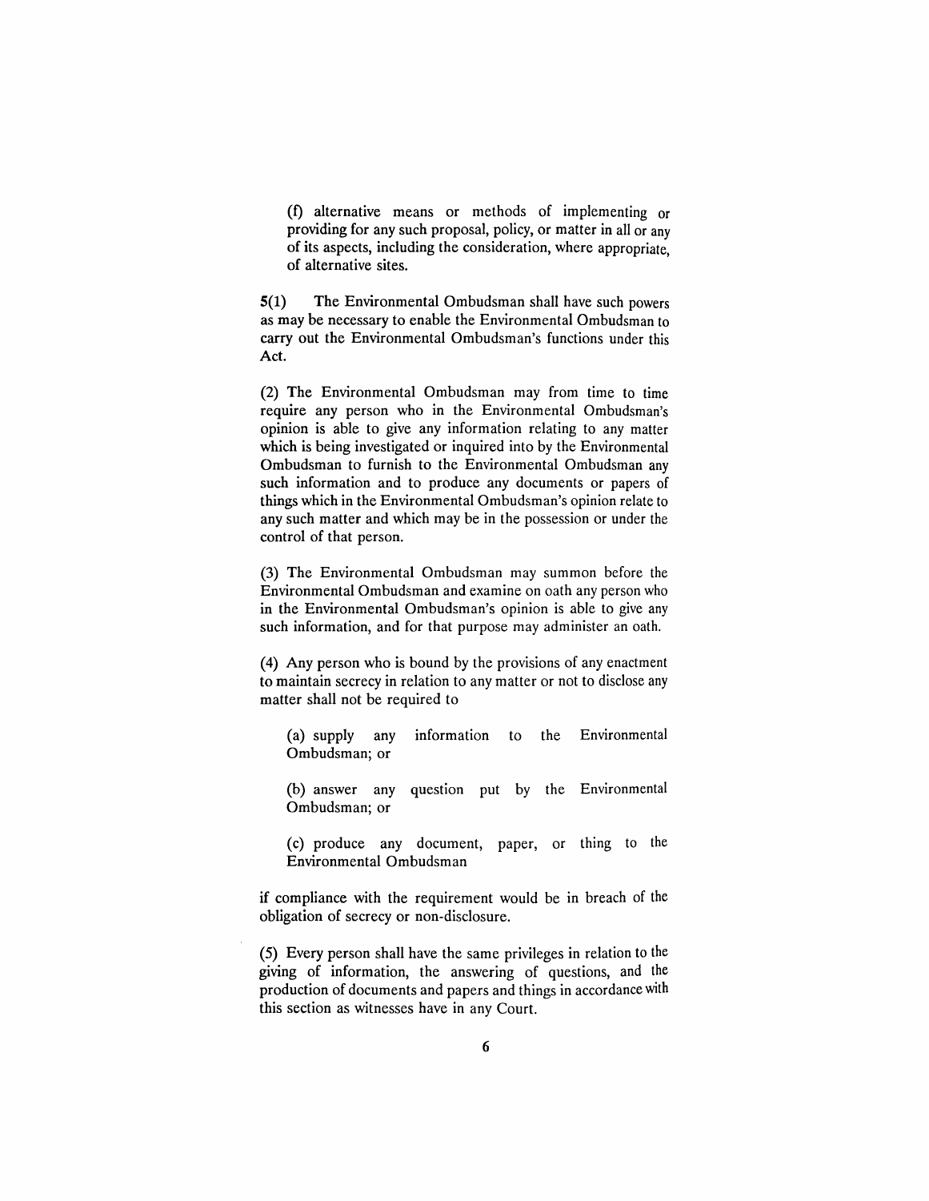(f) alternative means or methods of implementing or providing for any such proposal, policy, or matter in all or any of its aspects, including the consideration, where appropriate, of alternative sites.

**5**(1) The Environmental Ombudsman shall have such powers as may be necessary to enable the Environmental Ombudsman to carry out the Environmental Ombudsman's functions under this Act.

(2) The Environmental Ombudsman may from time to time require any person who in the Environmental Ombudsman's opinion is able to give any information relating to any matter which is being investigated or inquired into by the Environmental Ombudsman to furnish to the Environmental Ombudsman any such information and to produce any documents or papers of things which in the Environmental Ombudsman's opinion relate to any such matter and which may be in the possession or under the control of that person.

(3) The Environmental Ombudsman may summon before the Environmental Ombudsman and examine on oath any person who in the Environmental Ombudsman's opinion is able to give any such information, and for that purpose may administer an oath.

(4) Any person who is bound by the provisions of any enactment to maintain secrecy in relation to any matter or not to disclose any matter shall not be required to

(a) supply any information to the Environmental Ombudsman; or

(b) answer any question put by the Environmental Ombudsman; or

(c) produce any document, paper, or thing to the Environmental Ombudsman

if compliance with the requirement would be in breach of the obligation of secrecy or non-disclosure.

(5) Every person shall have the same privileges in relation to the giving of information, the answering of questions, and the production of documents and papers and things in accordance with this section as witnesses have in any Court.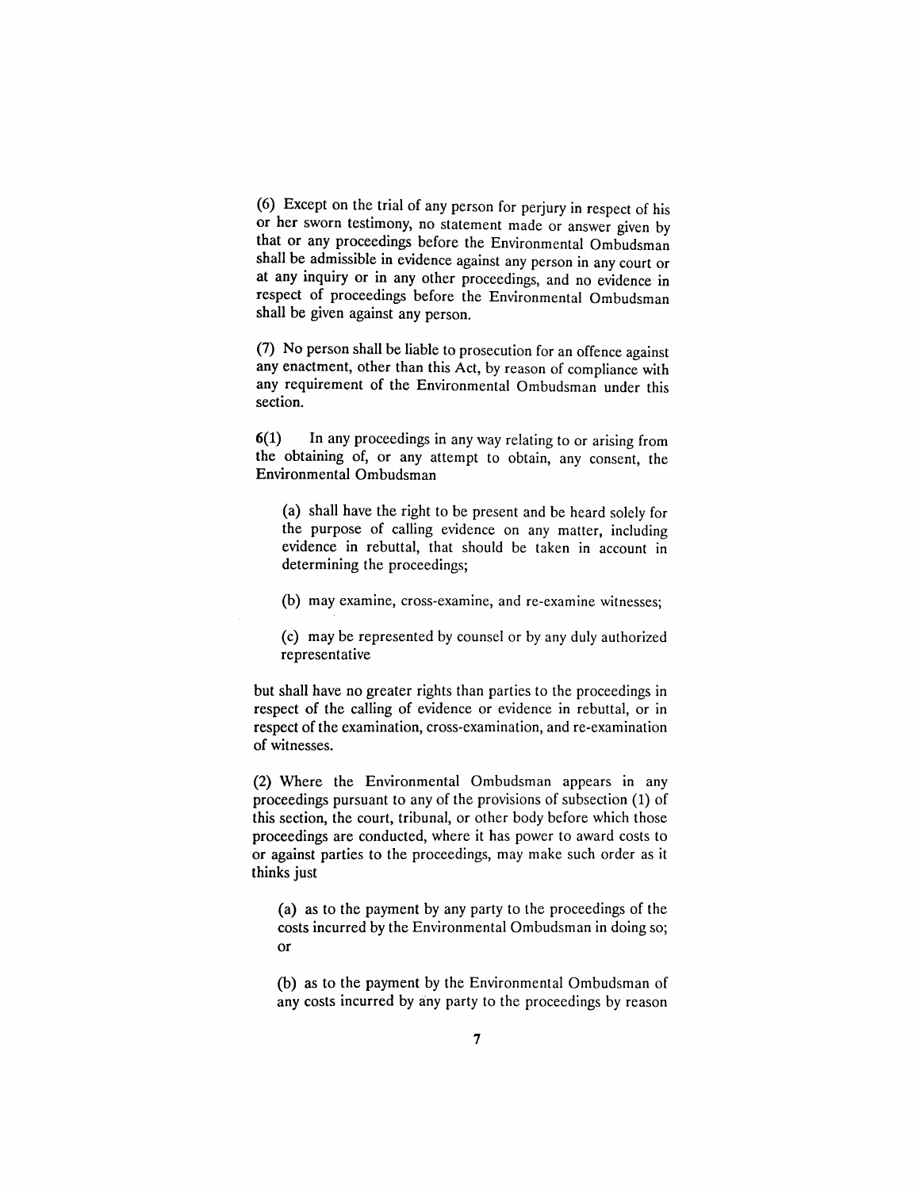(6) Except on the trial of any person for perjury in respect of his or her sworn testimony, no statement made or answer given by that or any proceedings before the Environmental Ombudsman shall be admissible in evidence against any person in any court or at any inquiry or in any other proceedings, and no evidence in respect of proceedings before the Environmental Ombudsman shall be given against any person.

(7) No person shall be liable to prosecution for an offence against any enactment, other than this Act, by reason of compliance with any requirement of the Environmental Ombudsman under this section.

6(1) In any proceedings in any way relating to or arising from the obtaining of, or any attempt to obtain, any consent, the Environmental Ombudsman

(a) shall have the right to be present and be heard solely for the purpose of calling evidence on any matter, including evidence in rebuttal, that should be taken in account in determining the proceedings;

(b) may examine, cross-examine, and re-examine witnesses;

(c) may be represented by counsel or by any duly authorized representative

but shall have no greater rights than parties to the proceedings in respect of the calling of evidence or evidence in rebuttal, or in respect of the examination, cross-examination, and re-examination of witnesses.

(2) Where the Environmental Ombudsman appears in any proceedings pursuant to any of the provisions of subsection (1) of this section, the court, tribunal, or other body before which those proceedings are conducted, where it has power to award costs to or against parties to the proceedings, may make such order as it thinks just

(a) as to the payment by any party to the proceedings of the costs incurred by the Environmental Ombudsman in doing so; or

(b) as to the payment by the Environmental Ombudsman of any costs incurred by any party to the proceedings by reason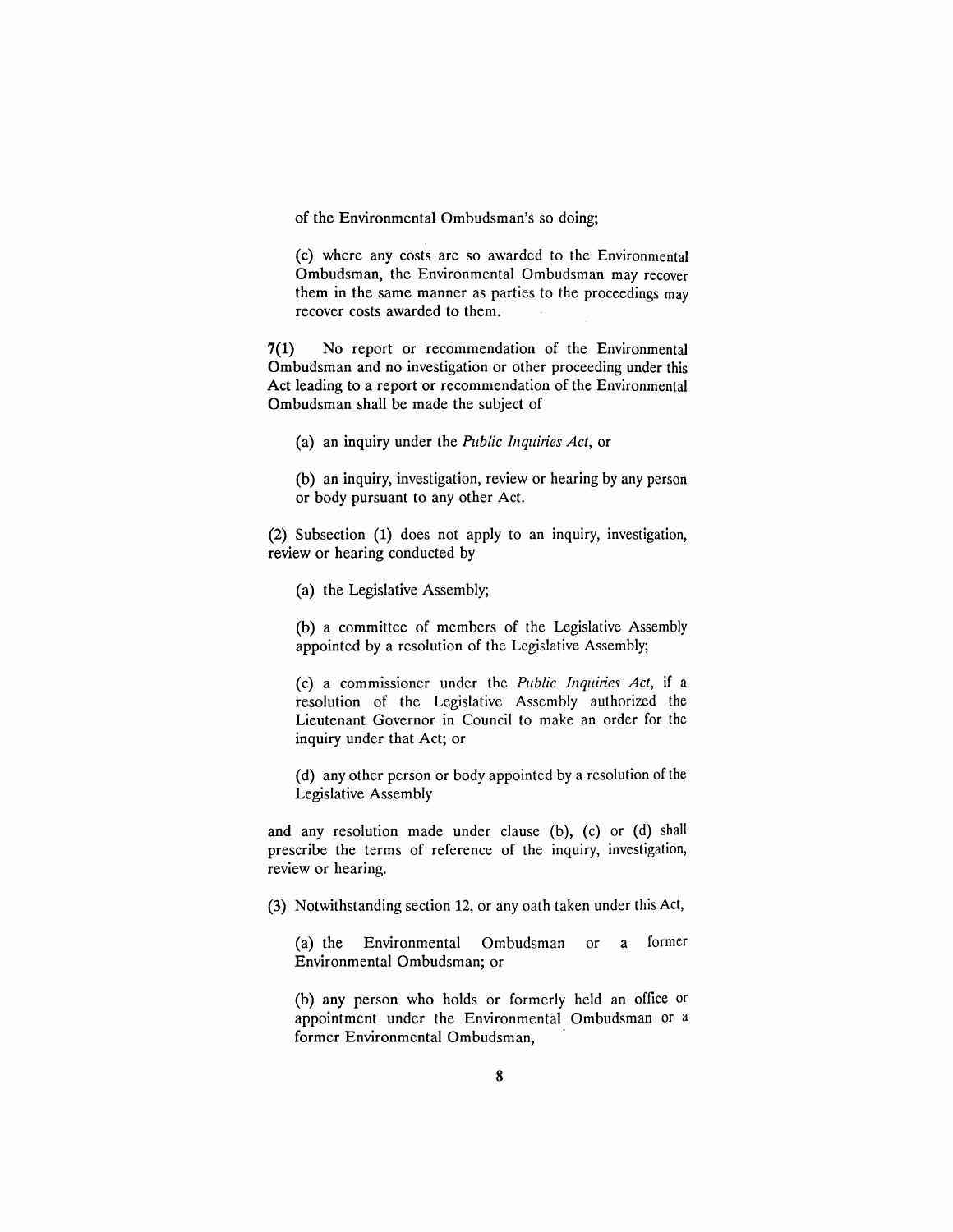of the Environmental Ombudsman's so doing;

(c) where any costs are so awarded to the Environmental Ombudsman, the Environmental Ombudsman may recover them in the same manner as parties to the proceedings may recover costs awarded to them.

**7(1)** No report or recommendation of the Environmental Ombudsman and no investigation or other proceeding under this Act leading to a report or recommendation of the Environmental Ombudsman shall be made the subject of

(a) an inquiry under the *Public Inquiries Act*, or

(b) an inquiry, investigation, review or hearing by any person or body pursuant to any other Act.

(2) Subsection (1) does not apply to an inquiry, investigation, review or hearing conducted by

(a) the Legislative Assembly;

(b) a committee of members of the Legislative Assembly appointed by a resolution of the Legislative Assembly;

(c) a commissioner under the *Public Inquiries Act*, if a resolution of the Legislative Assembly authorized the Lieutenant Governor in Council to make an order for the inquiry under that Act; or

(d) any other person or body appointed by a resolution of the Legislative Assembly

and any resolution made under clause (b), (c) or (d) shall prescribe the terms of reference of the inquiry, investigation, review or hearing.

(3) Notwithstanding section 12, or any oath taken under this Act,

(a) the Environmental Ombudsman or a former Environmental Ombudsman; or

(b) any person who holds or formerly held an office or appointment under the Environmental Ombudsman or a former Environmental Ombudsman,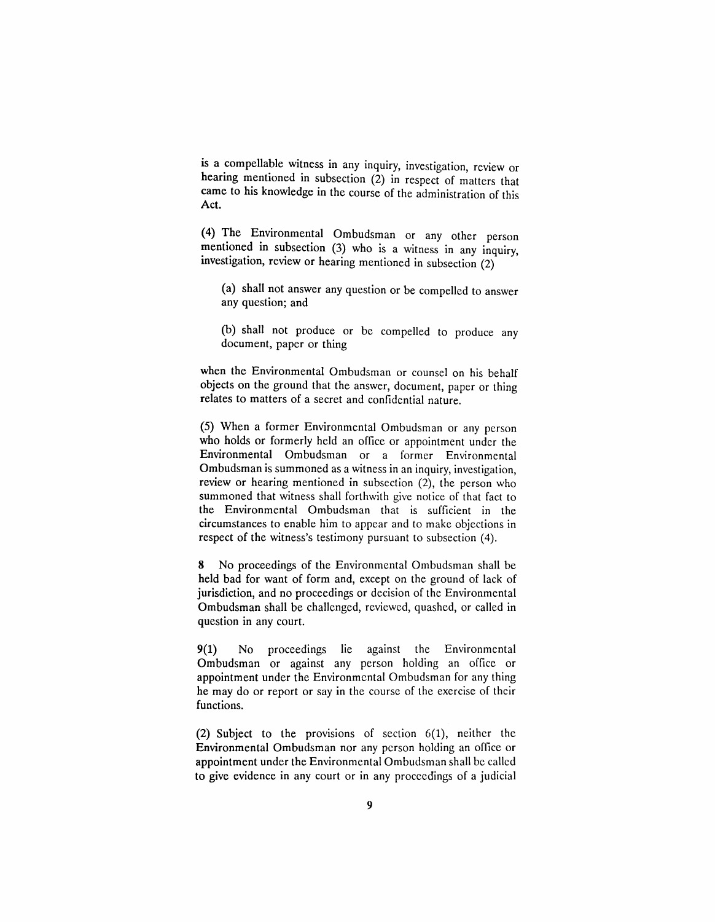is a compellable witness in any inquiry, investigation, review or hearing mentioned in subsection (2) in respect of matters that came to his knowledge in the course of the administration of this Act.

(4) The Environmental Ombudsman or any other person mentioned in subsection (3) who is a witness in any inquiry, investigation, review or hearing mentioned in subsection (2)

(a) shall not answer any question or be compelled to answer any question; and

(b) shall not produce or be compelled to produce any document, paper or thing

when the Environmental Ombudsman or counsel on his behalf objects on the ground that the answer, document, paper or thing relates to matters of a secret and confidential nature.

(5) When a former Environmental Ombudsman or any person who holds or formerly held an office or appointment under the Environmental Ombudsman or a former Environmental Ombudsman is summoned as a witness in an inquiry, investigation, review or hearing mentioned in subsection (2), the person who summoned that witness shall forthwith give notice of that fact to the Environmental Ombudsman that is sufficient in the circumstances to enable him to appear and to make objections in respect of the witness's testimony pursuant to subsection (4).

**8** No proceedings of the Environmental Ombudsman shall be held bad for want of form and, except on the ground of lack of jurisdiction, and no proceedings or decision of the Environmental Ombudsman shall be challenged, reviewed, quashed, or called in question in any court.

**9(1)** No proceedings lie against the Environmental Ombudsman or against any person holding an office or appointment under the Environmental Ombudsman for any thing he may do or report or say in the course of the exercise of their functions.

(2) Subject to the provisions of section 6(1), neither the Environmental Ombudsman nor any person holding an office or appointment under the Environmental Ombudsman shall be called to give evidence in any court or in any proceedings of a judicial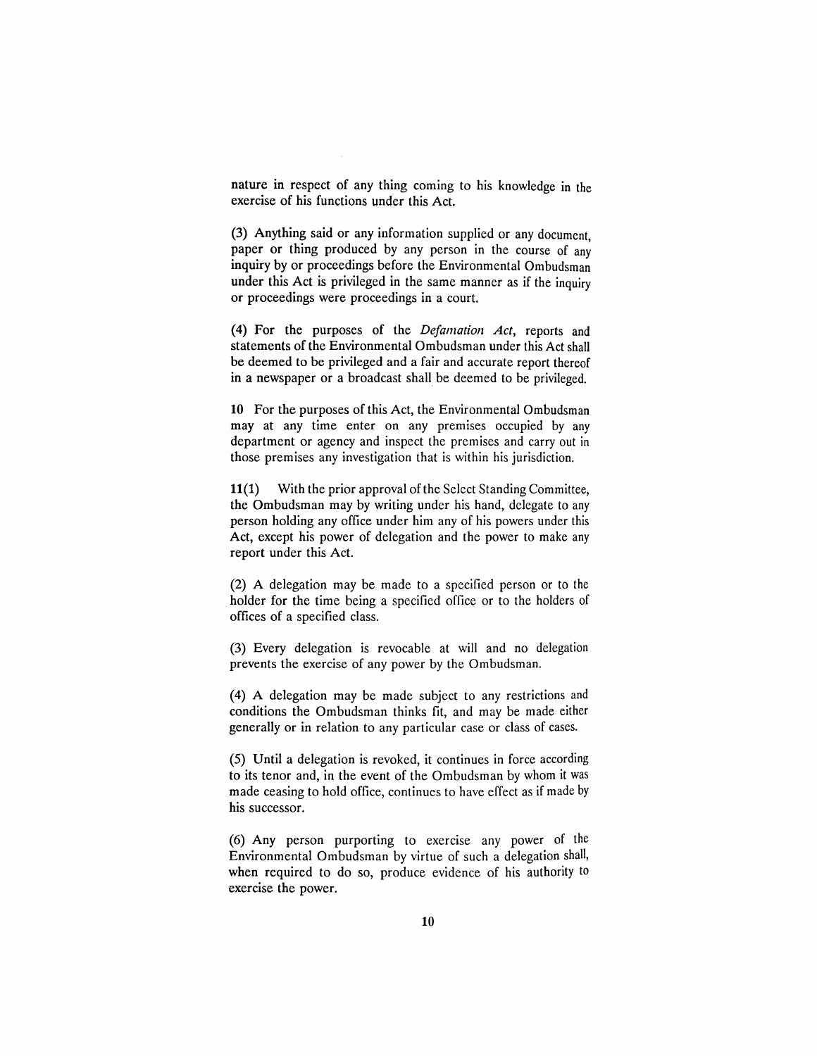nature in respect of any thing coming to his knowledge in the exercise of his functions under this Act.

(3) Anything said or any information supplied or any document, paper or thing produced by any person in the course of any inquiry by or proceedings before the Environmental Ombudsman under this Act is privileged in the same manner as if the inquiry or proceedings were proceedings in a court.

(4) For the purposes of the *Defamation Act*, reports and statements of the Environmental Ombudsman under this Act shall be deemed to be privileged and a fair and accurate report thereof in a newspaper or a broadcast shall be deemed to be privileged.

**10** For the purposes of this Act, the Environmental Ombudsman may at any time enter on any premises occupied by any department or agency and inspect the premises and carry out in those premises any investigation that is within his jurisdiction.

**11**(1) With the prior approval of the Select Standing Committee, the Ombudsman may by writing under his hand, delegate to any person holding any office under him any of his powers under this Act, except his power of delegation and the power to make any report under this Act.

(2) A delegation may be made to a specified person or to the holder for the time being a specified office or to the holders of offices of a specified class.

(3) Every delegation is revocable at will and no delegation prevents the exercise of any power by the Ombudsman.

(4) A delegation may be made subject to any restrictions and conditions the Ombudsman thinks fit, and may be made either generally or in relation to any particular case or class of cases.

(5) Until a delegation is revoked, it continues in force according to its tenor and, in the event of the Ombudsman by whom it was made ceasing to hold office, continues to have effect as if made by his successor.

(6) Any person purporting to exercise any power of the Environmental Ombudsman by virtue of such a delegation shall, when required to do so, produce evidence of his authority to exercise the power.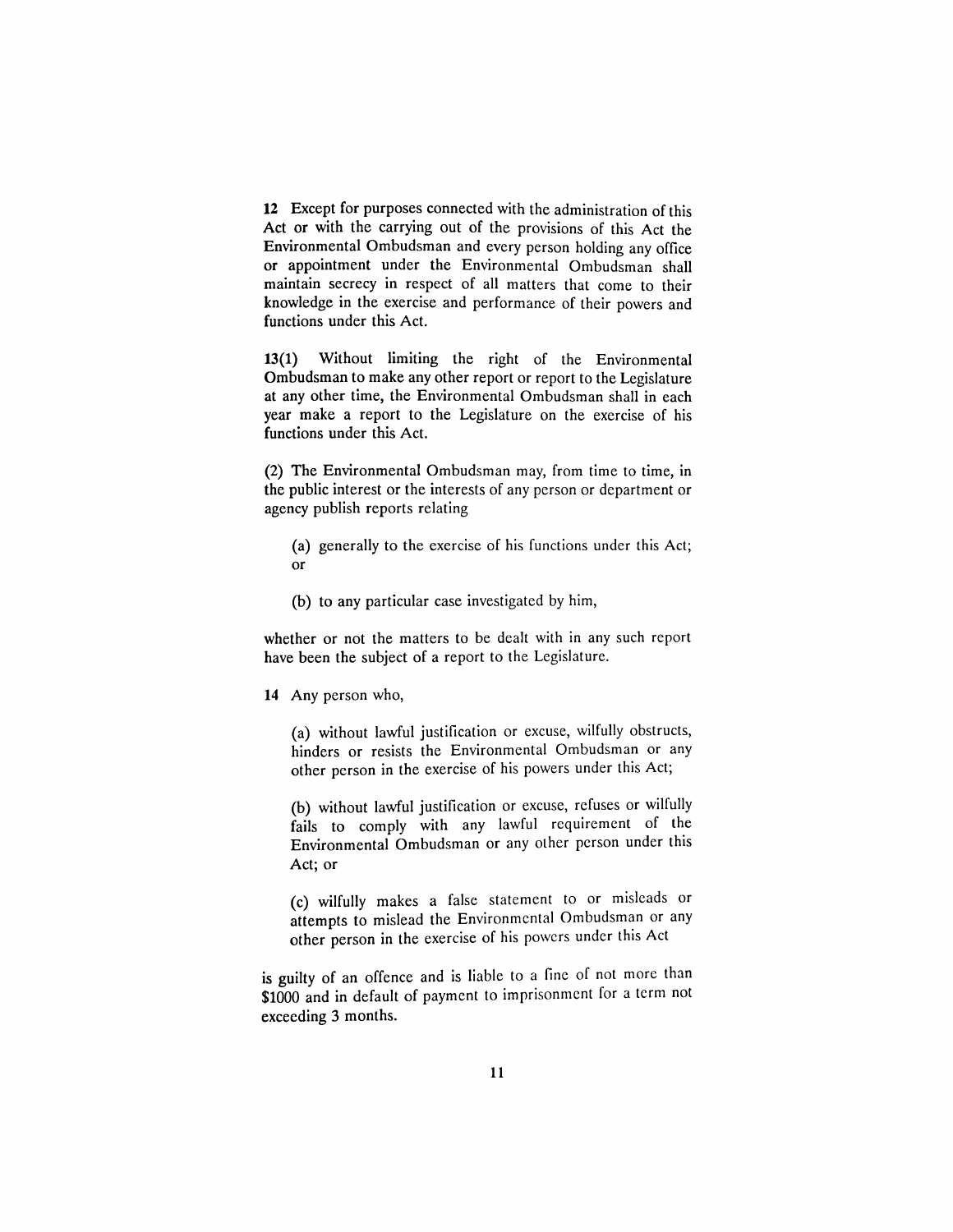**12** Except for purposes connected with the administration of this Act or with the carrying out of the provisions of this Act the Environmental Ombudsman and every person holding any office or appointment under the Environmental Ombudsman shall maintain secrecy in respect of all matters that come to their knowledge in the exercise and performance of their powers and functions under this Act.

**13(1)** Without limiting the right of the Environmental Ombudsman to make any other report or report to the Legislature at any other time, the Environmental Ombudsman shall in each year make a report to the Legislature on the exercise of his functions under this Act.

(2) The Environmental Ombudsman may, from time to time, in the public interest or the interests of any person or department or agency publish reports relating

(a) generally to the exercise of his functions under this Act; or

(b) to any particular case investigated by him,

whether or not the matters to be dealt with in any such report have been the subject of a report to the Legislature.

**14** Any person who,

(a) without lawful justification or excuse, wilfully obstructs, hinders or resists the Environmental Ombudsman or any other person in the exercise of his powers under this Act;

(b) without lawful justification or excuse, refuses or wilfully fails to comply with any lawful requirement of the Environmental Ombudsman or any other person under this Act; or

(c) wilfully makes a false statement to or misleads or attempts to mislead the Environmental Ombudsman or any other person in the exercise of his powers under this Act

is guilty of an offence and is liable to a fine of not more than $1000 and in default of payment to imprisonment for a term not exceeding 3 months.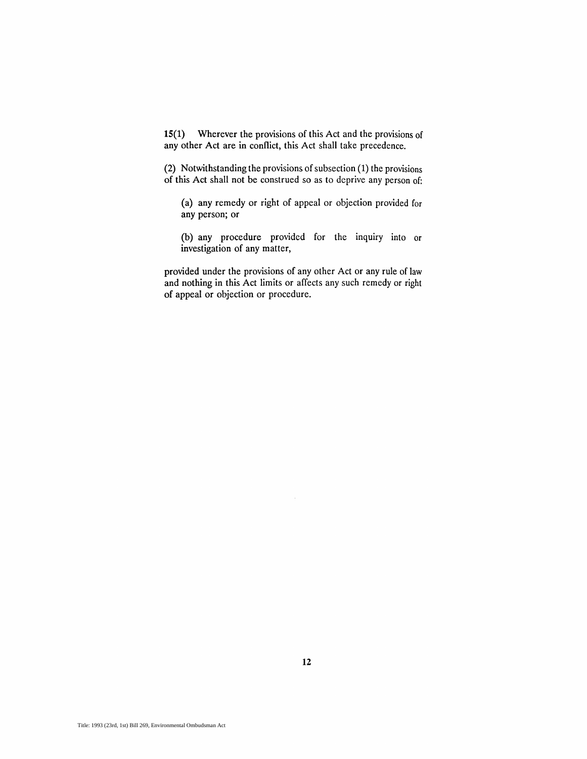**15(1)** Wherever the provisions of this Act and the provisions of any other Act are in conflict, this Act shall take precedence.

(2) Notwithstanding the provisions of subsection (1) the provisions of this Act shall not be construed so as to deprive any person of:

(a) any remedy or right of appeal or objection provided for any person; or

(b) any procedure provided for the inquiry into or investigation of any matter,

provided under the provisions of any other Act or any rule of law and nothing in this Act limits or affects any such remedy or right of appeal or objection or procedure.